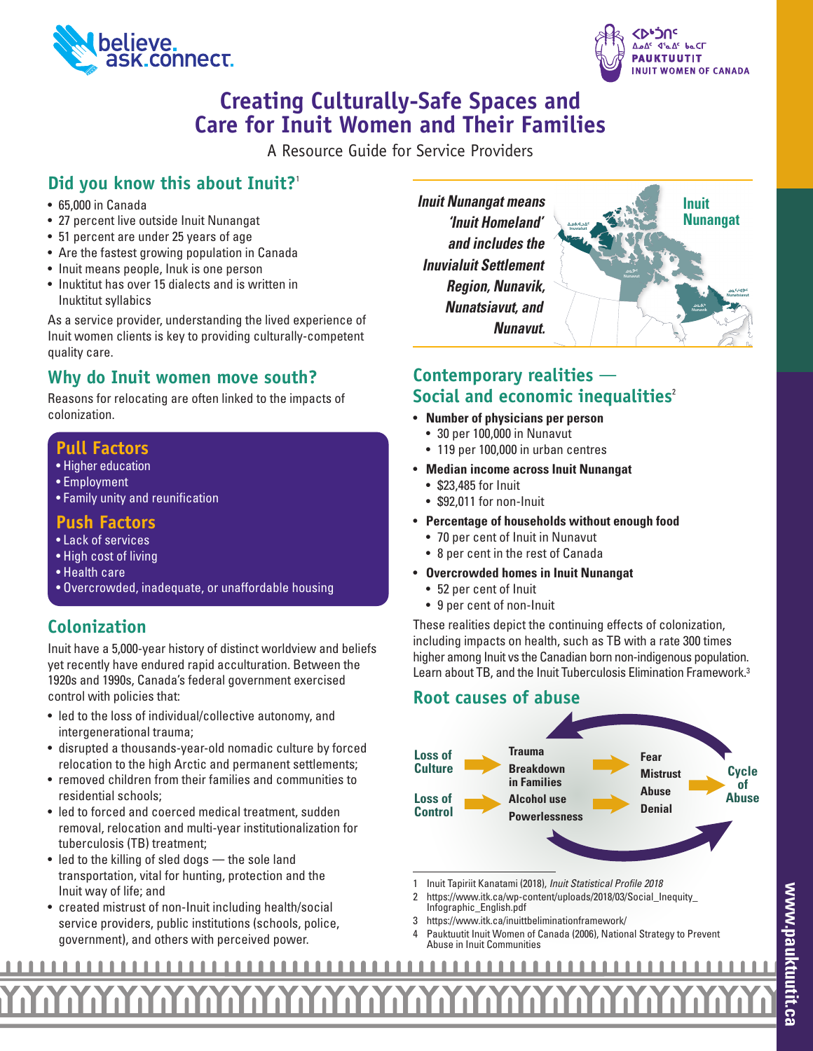# Creating Culturally-Safe Spaces and Care for Inuit Women and Their Families

A Resource Guide for Service Providers

## Did you know this about Inuit?[1]

- 65,000 in Canada
- 27 percent live outside Inuit Nunangat
- 51 percent are under 25 years of age
- Are the fastest growing population in Canada
- Inuit means people, Inuk is one person
- Inuktitut has over 15 dialects and is written in Inuktitut syllabics

As a service provider, understanding the lived experience of Inuit women clients is key to providing culturally-competent quality care.

## Why do Inuit women move south?

Reasons for relocating are often linked to the impacts of colonization.

### Pull Factors

- Higher education
- Employment
- Family unity and reunification

### Push Factors

- Lack of services
- High cost of living
- Health care
- Overcrowded, inadequate, or unaffordable housing

## Colonization

Inuit have a 5,000-year history of distinct worldview and beliefs yet recently have endured rapid acculturation. Between the 1920s and 1990s, Canada's federal government exercised control with policies that:

- led to the loss of individual/collective autonomy, and intergenerational trauma;
- disrupted a thousands-year-old nomadic culture by forced relocation to the high Arctic and permanent settlements;
- removed children from their families and communities to residential schools;
- led to forced and coerced medical treatment, sudden removal, relocation and multi-year institutionalization for tuberculosis (TB) treatment;
- led to the killing of sled dogs — the sole land transportation, vital for hunting, protection and the Inuit way of life; and
- created mistrust of non-Inuit including health/social service providers, public institutions (schools, police, government), and others with perceived power.

*Inuit Nunangat means 'Inuit Homeland' and includes the Inuvialuit Settlement Region, Nunavik, Nunatsiavut, and Nunavut.*

**Inuit Nunangat**

## Contemporary realities — Social and economic inequalities[2]

- **Number of physicians per person**
  - 30 per 100,000 in Nunavut
  - 119 per 100,000 in urban centres
- **Median income across Inuit Nunangat**
  - $23,485 for Inuit
  - $92,011 for non-Inuit
- **Percentage of households without enough food**
  - 70 per cent of Inuit in Nunavut
  - 8 per cent in the rest of Canada
- **Overcrowded homes in Inuit Nunangat**
  - 52 per cent of Inuit
  - 9 per cent of non-Inuit

These realities depict the continuing effects of colonization, including impacts on health, such as TB with a rate 300 times higher among Inuit vs the Canadian born non-indigenous population. Learn about TB, and the Inuit Tuberculosis Elimination Framework.[3]

## Root causes of abuse

**Loss of Culture** / **Loss of Control** → **Trauma**, **Breakdown in Families**, **Alcohol use**, **Powerlessness** → **Fear**, **Mistrust**, **Abuse**, **Denial** → **Cycle of Abuse**

---

1 Inuit Tapiriit Kanatami (2018), *Inuit Statistical Profile 2018*

2 https://www.itk.ca/wp-content/uploads/2018/03/Social_Inequity_Infographic_English.pdf

3 https://www.itk.ca/inuittbeliminationframework/

4 Pauktuutit Inuit Women of Canada (2006), National Strategy to Prevent Abuse in Inuit Communities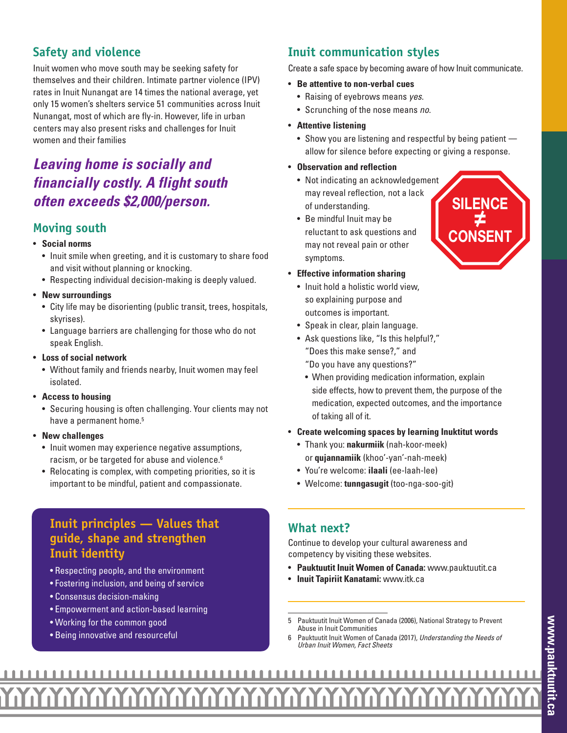## Safety and violence

Inuit women who move south may be seeking safety for themselves and their children. Intimate partner violence (IPV) rates in Inuit Nunangat are 14 times the national average, yet only 15 women's shelters service 51 communities across Inuit Nunangat, most of which are fly-in. However, life in urban centers may also present risks and challenges for Inuit women and their families

***Leaving home is socially and financially costly. A flight south often exceeds $2,000/person.***

## Moving south

- **Social norms**
  - Inuit smile when greeting, and it is customary to share food and visit without planning or knocking.
  - Respecting individual decision-making is deeply valued.
- **New surroundings**
  - City life may be disorienting (public transit, trees, hospitals, skyrises).
  - Language barriers are challenging for those who do not speak English.
- **Loss of social network**
  - Without family and friends nearby, Inuit women may feel isolated.
- **Access to housing**
  - Securing housing is often challenging. Your clients may not have a permanent home.[5]
- **New challenges**
  - Inuit women may experience negative assumptions, racism, or be targeted for abuse and violence.[6]
  - Relocating is complex, with competing priorities, so it is important to be mindful, patient and compassionate.

### Inuit principles — Values that guide, shape and strengthen Inuit identity

- Respecting people, and the environment
- Fostering inclusion, and being of service
- Consensus decision-making
- Empowerment and action-based learning
- Working for the common good
- Being innovative and resourceful

## Inuit communication styles

Create a safe space by becoming aware of how Inuit communicate.

- **Be attentive to non-verbal cues**
  - Raising of eyebrows means *yes*.
  - Scrunching of the nose means *no*.
- **Attentive listening**
  - Show you are listening and respectful by being patient — allow for silence before expecting or giving a response.
- **Observation and reflection**
  - Not indicating an acknowledgement may reveal reflection, not a lack of understanding.
  - Be mindful Inuit may be reluctant to ask questions and may not reveal pain or other symptoms.

**SILENCE ≠ CONSENT**

- **Effective information sharing**
  - Inuit hold a holistic world view, so explaining purpose and outcomes is important.
  - Speak in clear, plain language.
  - Ask questions like, "Is this helpful?," "Does this make sense?," and "Do you have any questions?"
    - When providing medication information, explain side effects, how to prevent them, the purpose of the medication, expected outcomes, and the importance of taking all of it.
- **Create welcoming spaces by learning Inuktitut words**
  - Thank you: **nakurmiik** (nah-koor-meek) or **qujannamiik** (khoo'-yan'-nah-meek)
  - You're welcome: **ilaali** (ee-laah-lee)
  - Welcome: **tunngasugit** (too-nga-soo-git)

## What next?

Continue to develop your cultural awareness and competency by visiting these websites.

- **Pauktuutit Inuit Women of Canada:** www.pauktuutit.ca
- **Inuit Tapiriit Kanatami:** www.itk.ca

---

5 Pauktuutit Inuit Women of Canada (2006), National Strategy to Prevent Abuse in Inuit Communities

6 Pauktuutit Inuit Women of Canada (2017), *Understanding the Needs of Urban Inuit Women, Fact Sheets*